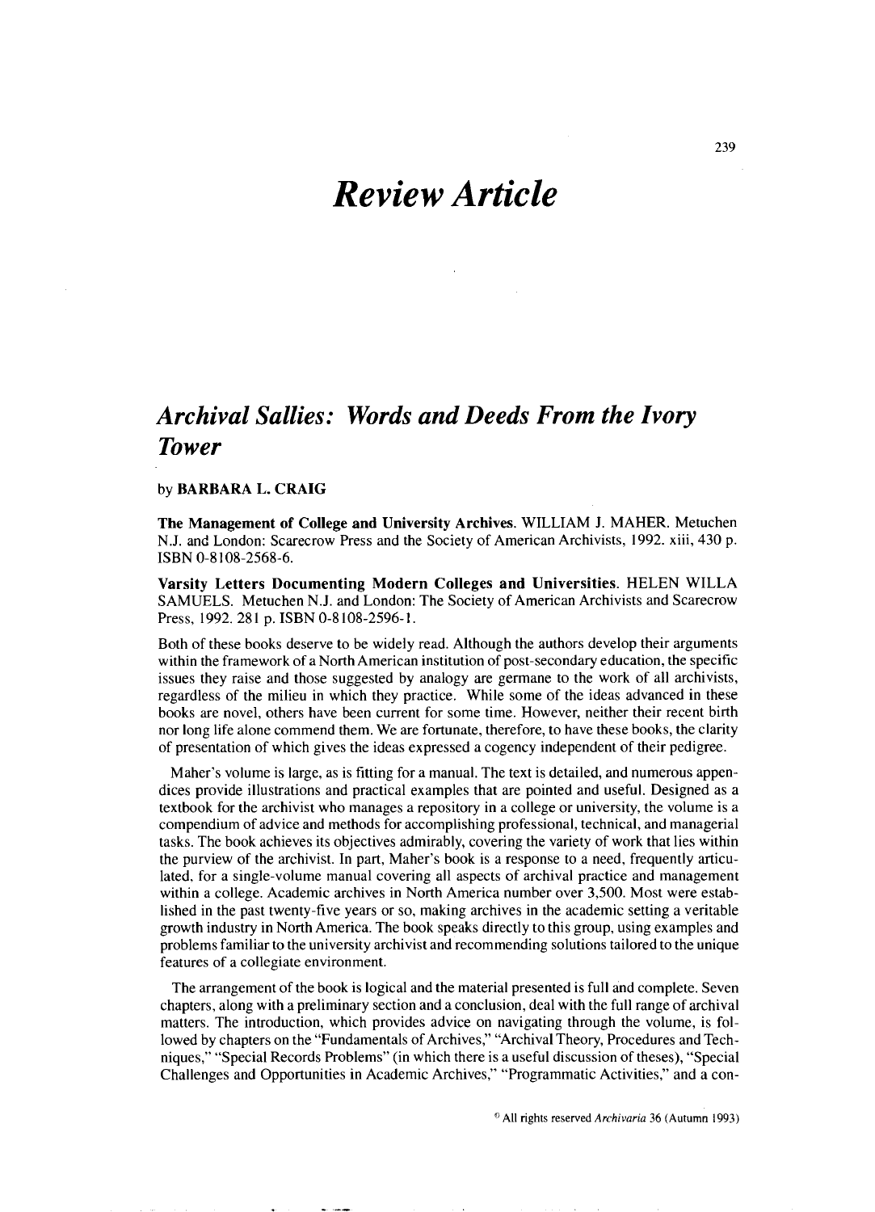# *Review Article*

## *Archival Sallies: Words and Deeds From the Ivory Tower*

by **BARBARA L. CRAIG**

**The Management of College and University Archives.** WILLIAM J. MAHER. Metuchen N.J. and London: Scarecrow Press and the Society of American Archivists, 1992. xiii, 430 p. ISBN 0-8108-2568-6.

**Varsity Letters Documenting Modern Colleges and Universities.** HELEN WILLA SAMUELS. Metuchen N.J. and London: The Society of American Archivists and Scarecrow Press, 1992. 281 p. ISBN 0-8108-2596-1.

Both of these books deserve to be widely read. Although the authors develop their arguments within the framework of a North American institution of post-secondary education, the specific issues they raise and those suggested by analogy are germane to the work of all archivists, regardless of the milieu in which they practice. While some of the ideas advanced in these books are novel, others have been current for some time. However, neither their recent birth nor long life alone commend them. We are fortunate, therefore, to have these books, the clarity of presentation of which gives the ideas expressed a cogency independent of their pedigree.

Maher's volume is large, as is fitting for a manual. The text is detailed, and numerous appendices provide illustrations and practical examples that are pointed and useful. Designed as a textbook for the archivist who manages a repository in a college or university, the volume is a compendium of advice and methods for accomplishing professional, technical, and managerial tasks. The book achieves its objectives admirably, covering the variety of work that lies within the purview of the archivist. In part, Maher's book is a response to a need, frequently articulated, for a single-volume manual covering all aspects of archival practice and management within a college. Academic archives in North America number over 3,500. Most were established in the past twenty-five years or so, making archives in the academic setting a veritable growth industry in North America. The book speaks directly to this group, using examples and problems familiar to the university archivist and recommending solutions tailored to the unique features of a collegiate environment.

The arrangement of the book is logical and the material presented is full and complete. Seven chapters, along with a preliminary section and a conclusion, deal with the full range of archival matters. The introduction, which provides advice on navigating through the volume, is followed by chapters on the "Fundamentals of Archives," "Archival Theory, Procedures and Techniques," "Special Records Problems" (in which there is a useful discussion of theses), "Special Challenges and Opportunities in Academic Archives," "Programmatic Activities," and a con-

© All rights reserved *Archivaria* 36 (Autumn 1993)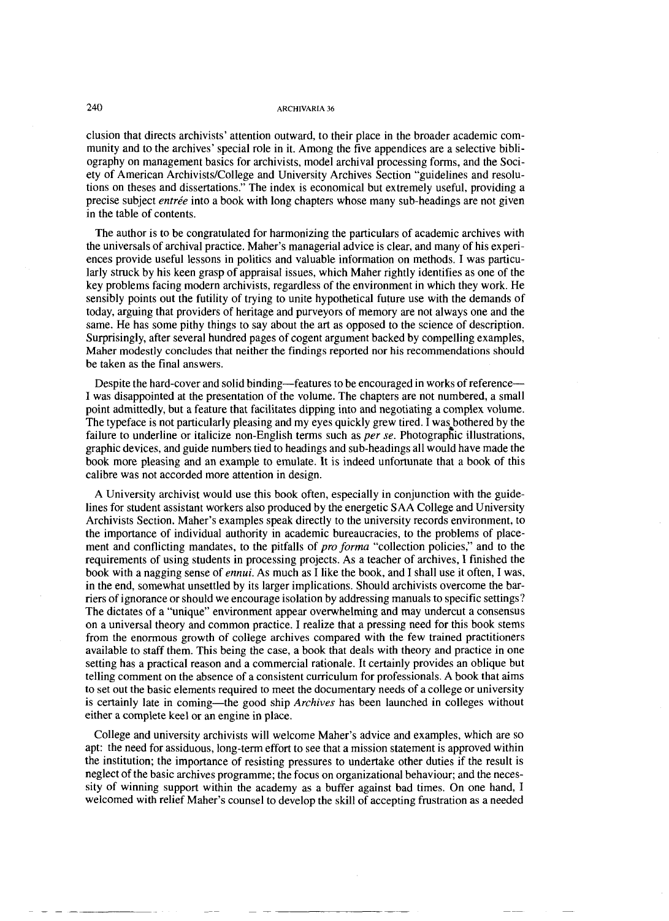clusion that directs archivists' attention outward, to their place in the broader academic community and to the archives' special role in it. Among the five appendices are a selective bibliography on management basics for archivists, model archival processing forms, and the Society of American Archivists/College and University Archives Section "guidelines and resolutions on theses and dissertations." The index is economical but extremely useful, providing a precise subject *entrée* into a book with long chapters whose many sub-headings are not given in the table of contents.

The author is to be congratulated for harmonizing the particulars of academic archives with the universals of archival practice. Maher's managerial advice is clear, and many of his experiences provide useful lessons in politics and valuable information on methods. I was particularly struck by his keen grasp of appraisal issues, which Maher rightly identifies as one of the key problems facing modern archivists, regardless of the environment in which they work. He sensibly points out the futility of trying to unite hypothetical future use with the demands of today, arguing that providers of heritage and purveyors of memory are not always one and the same. He has some pithy things to say about the art as opposed to the science of description. Surprisingly, after several hundred pages of cogent argument backed by compelling examples, Maher modestly concludes that neither the findings reported nor his recommendations should be taken as the final answers.

Despite the hard-cover and solid binding—features to be encouraged in works of reference—I was disappointed at the presentation of the volume. The chapters are not numbered, a small point admittedly, but a feature that facilitates dipping into and negotiating a complex volume. The typeface is not particularly pleasing and my eyes quickly grew tired. I was bothered by the failure to underline or italicize non-English terms such as *per se*. Photographic illustrations, graphic devices, and guide numbers tied to headings and sub-headings all would have made the book more pleasing and an example to emulate. It is indeed unfortunate that a book of this calibre was not accorded more attention in design.

A University archivist would use this book often, especially in conjunction with the guidelines for student assistant workers also produced by the energetic SAA College and University Archivists Section. Maher's examples speak directly to the university records environment, to the importance of individual authority in academic bureaucracies, to the problems of placement and conflicting mandates, to the pitfalls of *pro forma* "collection policies," and to the requirements of using students in processing projects. As a teacher of archives, I finished the book with a nagging sense of *ennui*. As much as I like the book, and I shall use it often, I was, in the end, somewhat unsettled by its larger implications. Should archivists overcome the barriers of ignorance or should we encourage isolation by addressing manuals to specific settings? The dictates of a "unique" environment appear overwhelming and may undercut a consensus on a universal theory and common practice. I realize that a pressing need for this book stems from the enormous growth of college archives compared with the few trained practitioners available to staff them. This being the case, a book that deals with theory and practice in one setting has a practical reason and a commercial rationale. It certainly provides an oblique but telling comment on the absence of a consistent curriculum for professionals. A book that aims to set out the basic elements required to meet the documentary needs of a college or university is certainly late in coming—the good ship *Archives* has been launched in colleges without either a complete keel or an engine in place.

College and university archivists will welcome Maher's advice and examples, which are so apt: the need for assiduous, long-term effort to see that a mission statement is approved within the institution; the importance of resisting pressures to undertake other duties if the result is neglect of the basic archives programme; the focus on organizational behaviour; and the necessity of winning support within the academy as a buffer against bad times. On one hand, I welcomed with relief Maher's counsel to develop the skill of accepting frustration as a needed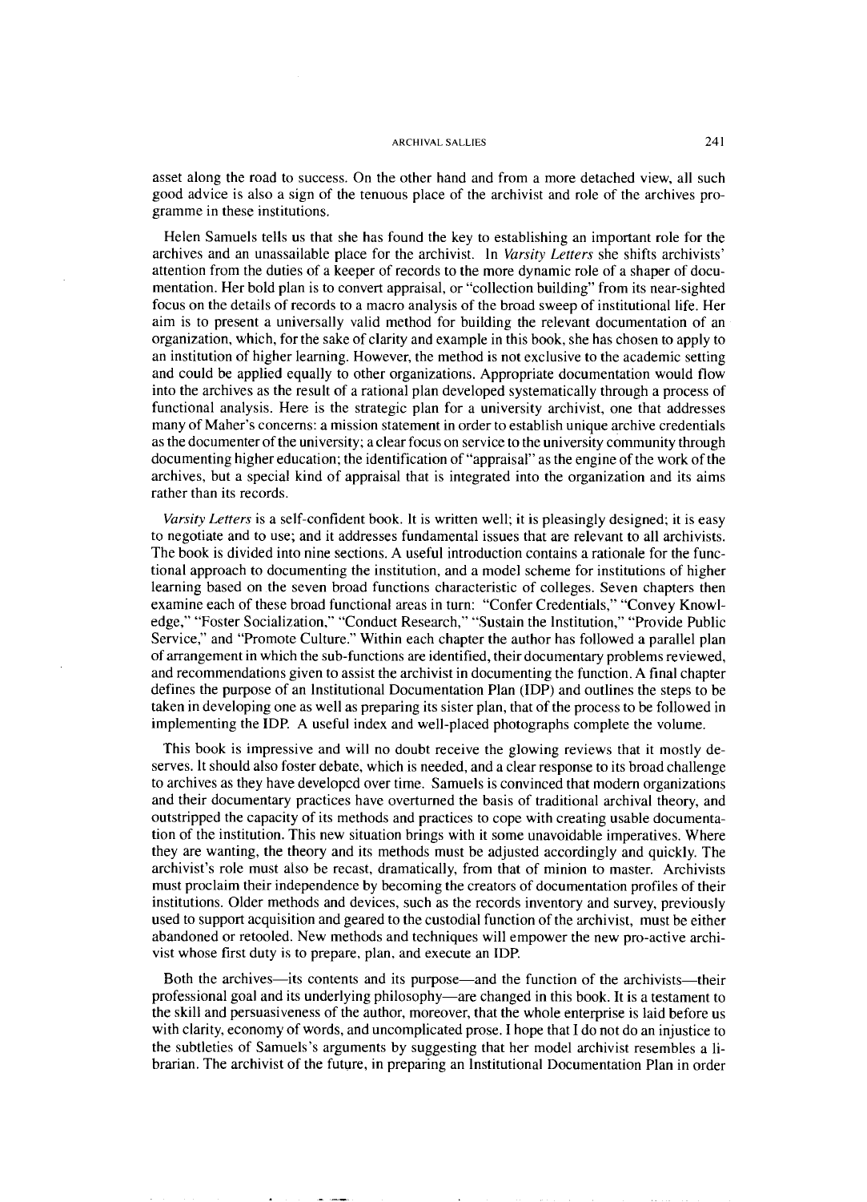asset along the road to success. On the other hand and from a more detached view, all such good advice is also a sign of the tenuous place of the archivist and role of the archives programme in these institutions.

Helen Samuels tells us that she has found the key to establishing an important role for the archives and an unassailable place for the archivist. In *Varsity Letters* she shifts archivists' attention from the duties of a keeper of records to the more dynamic role of a shaper of documentation. Her bold plan is to convert appraisal, or "collection building" from its near-sighted focus on the details of records to a macro analysis of the broad sweep of institutional life. Her aim is to present a universally valid method for building the relevant documentation of an organization, which, for the sake of clarity and example in this book, she has chosen to apply to an institution of higher learning. However, the method is not exclusive to the academic setting and could be applied equally to other organizations. Appropriate documentation would flow into the archives as the result of a rational plan developed systematically through a process of functional analysis. Here is the strategic plan for a university archivist, one that addresses many of Maher's concerns: a mission statement in order to establish unique archive credentials as the documenter of the university; a clear focus on service to the university community through documenting higher education; the identification of "appraisal" as the engine of the work of the archives, but a special kind of appraisal that is integrated into the organization and its aims rather than its records.

*Varsity Letters* is a self-confident book. It is written well; it is pleasingly designed; it is easy to negotiate and to use; and it addresses fundamental issues that are relevant to all archivists. The book is divided into nine sections. A useful introduction contains a rationale for the functional approach to documenting the institution, and a model scheme for institutions of higher learning based on the seven broad functions characteristic of colleges. Seven chapters then examine each of these broad functional areas in turn: "Confer Credentials," "Convey Knowledge," "Foster Socialization," "Conduct Research," "Sustain the Institution," "Provide Public Service," and "Promote Culture." Within each chapter the author has followed a parallel plan of arrangement in which the sub-functions are identified, their documentary problems reviewed, and recommendations given to assist the archivist in documenting the function. A final chapter defines the purpose of an Institutional Documentation Plan (IDP) and outlines the steps to be taken in developing one as well as preparing its sister plan, that of the process to be followed in implementing the IDP. A useful index and well-placed photographs complete the volume.

This book is impressive and will no doubt receive the glowing reviews that it mostly deserves. It should also foster debate, which is needed, and a clear response to its broad challenge to archives as they have developed over time. Samuels is convinced that modern organizations and their documentary practices have overturned the basis of traditional archival theory, and outstripped the capacity of its methods and practices to cope with creating usable documentation of the institution. This new situation brings with it some unavoidable imperatives. Where they are wanting, the theory and its methods must be adjusted accordingly and quickly. The archivist's role must also be recast, dramatically, from that of minion to master. Archivists must proclaim their independence by becoming the creators of documentation profiles of their institutions. Older methods and devices, such as the records inventory and survey, previously used to support acquisition and geared to the custodial function of the archivist, must be either abandoned or retooled. New methods and techniques will empower the new pro-active archivist whose first duty is to prepare, plan, and execute an IDP.

Both the archives—its contents and its purpose—and the function of the archivists—their professional goal and its underlying philosophy—are changed in this book. It is a testament to the skill and persuasiveness of the author, moreover, that the whole enterprise is laid before us with clarity, economy of words, and uncomplicated prose. I hope that I do not do an injustice to the subtleties of Samuels's arguments by suggesting that her model archivist resembles a librarian. The archivist of the future, in preparing an Institutional Documentation Plan in order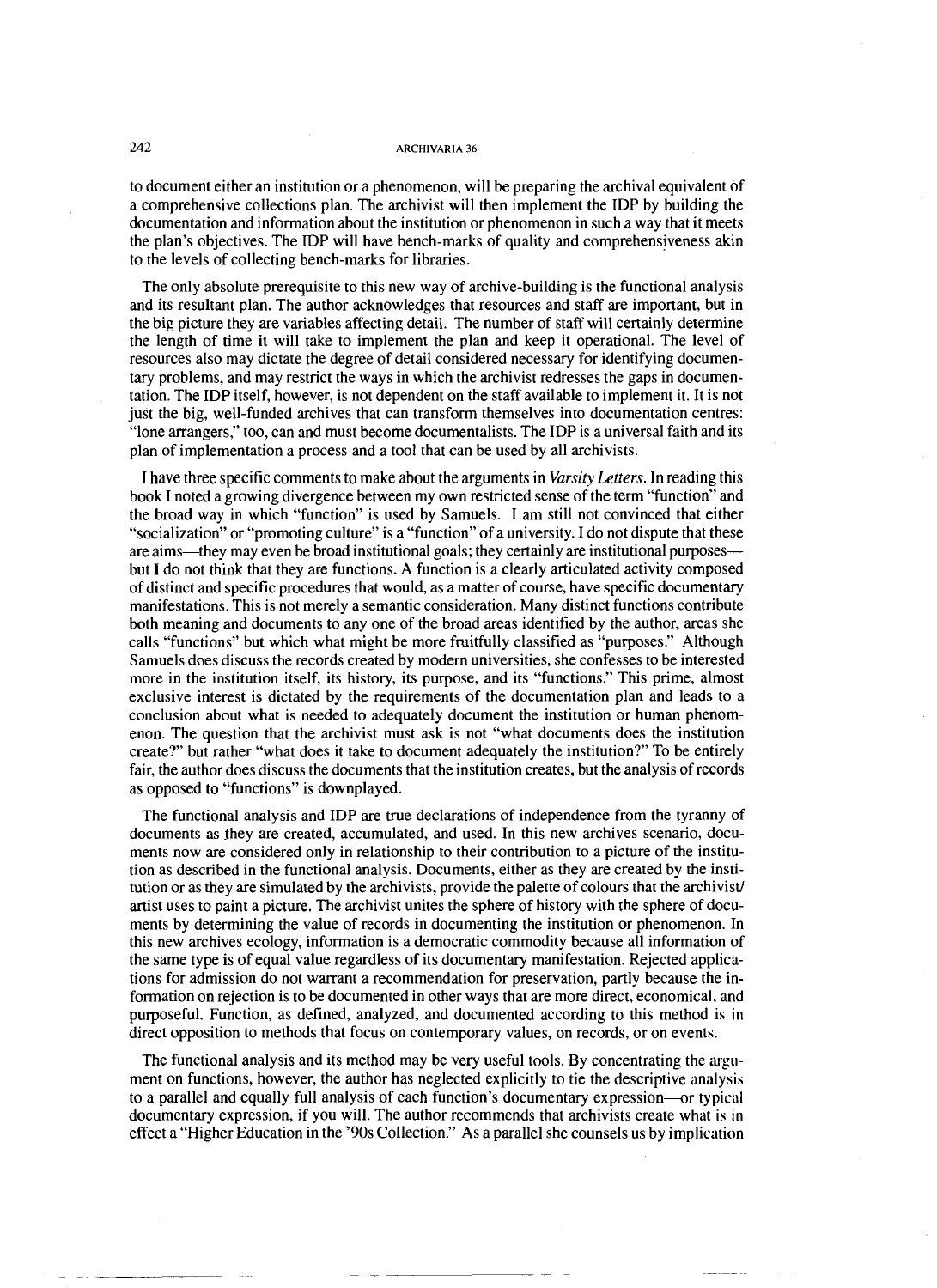to document either an institution or a phenomenon, will be preparing the archival equivalent of a comprehensive collections plan. The archivist will then implement the IDP by building the documentation and information about the institution or phenomenon in such a way that it meets the plan's objectives. The IDP will have bench-marks of quality and comprehensiveness akin to the levels of collecting bench-marks for libraries.

The only absolute prerequisite to this new way of archive-building is the functional analysis and its resultant plan. The author acknowledges that resources and staff are important, but in the big picture they are variables affecting detail. The number of staff will certainly determine the length of time it will take to implement the plan and keep it operational. The level of resources also may dictate the degree of detail considered necessary for identifying documentary problems, and may restrict the ways in which the archivist redresses the gaps in documentation. The IDP itself, however, is not dependent on the staff available to implement it. It is not just the big, well-funded archives that can transform themselves into documentation centres: "lone arrangers," too, can and must become documentalists. The IDP is a universal faith and its plan of implementation a process and a tool that can be used by all archivists.

I have three specific comments to make about the arguments in *Varsity Letters*. In reading this book I noted a growing divergence between my own restricted sense of the term "function" and the broad way in which "function" is used by Samuels. I am still not convinced that either "socialization" or "promoting culture" is a "function" of a university. I do not dispute that these are aims—they may even be broad institutional goals; they certainly are institutional purposes—but I do not think that they are functions. A function is a clearly articulated activity composed of distinct and specific procedures that would, as a matter of course, have specific documentary manifestations. This is not merely a semantic consideration. Many distinct functions contribute both meaning and documents to any one of the broad areas identified by the author, areas she calls "functions" but which what might be more fruitfully classified as "purposes." Although Samuels does discuss the records created by modern universities, she confesses to be interested more in the institution itself, its history, its purpose, and its "functions." This prime, almost exclusive interest is dictated by the requirements of the documentation plan and leads to a conclusion about what is needed to adequately document the institution or human phenomenon. The question that the archivist must ask is not "what documents does the institution create?" but rather "what does it take to document adequately the institution?" To be entirely fair, the author does discuss the documents that the institution creates, but the analysis of records as opposed to "functions" is downplayed.

The functional analysis and IDP are true declarations of independence from the tyranny of documents as they are created, accumulated, and used. In this new archives scenario, documents now are considered only in relationship to their contribution to a picture of the institution as described in the functional analysis. Documents, either as they are created by the institution or as they are simulated by the archivists, provide the palette of colours that the archivist/artist uses to paint a picture. The archivist unites the sphere of history with the sphere of documents by determining the value of records in documenting the institution or phenomenon. In this new archives ecology, information is a democratic commodity because all information of the same type is of equal value regardless of its documentary manifestation. Rejected applications for admission do not warrant a recommendation for preservation, partly because the information on rejection is to be documented in other ways that are more direct, economical, and purposeful. Function, as defined, analyzed, and documented according to this method is in direct opposition to methods that focus on contemporary values, on records, or on events.

The functional analysis and its method may be very useful tools. By concentrating the argument on functions, however, the author has neglected explicitly to tie the descriptive analysis to a parallel and equally full analysis of each function's documentary expression—or typical documentary expression, if you will. The author recommends that archivists create what is in effect a "Higher Education in the '90s Collection." As a parallel she counsels us by implication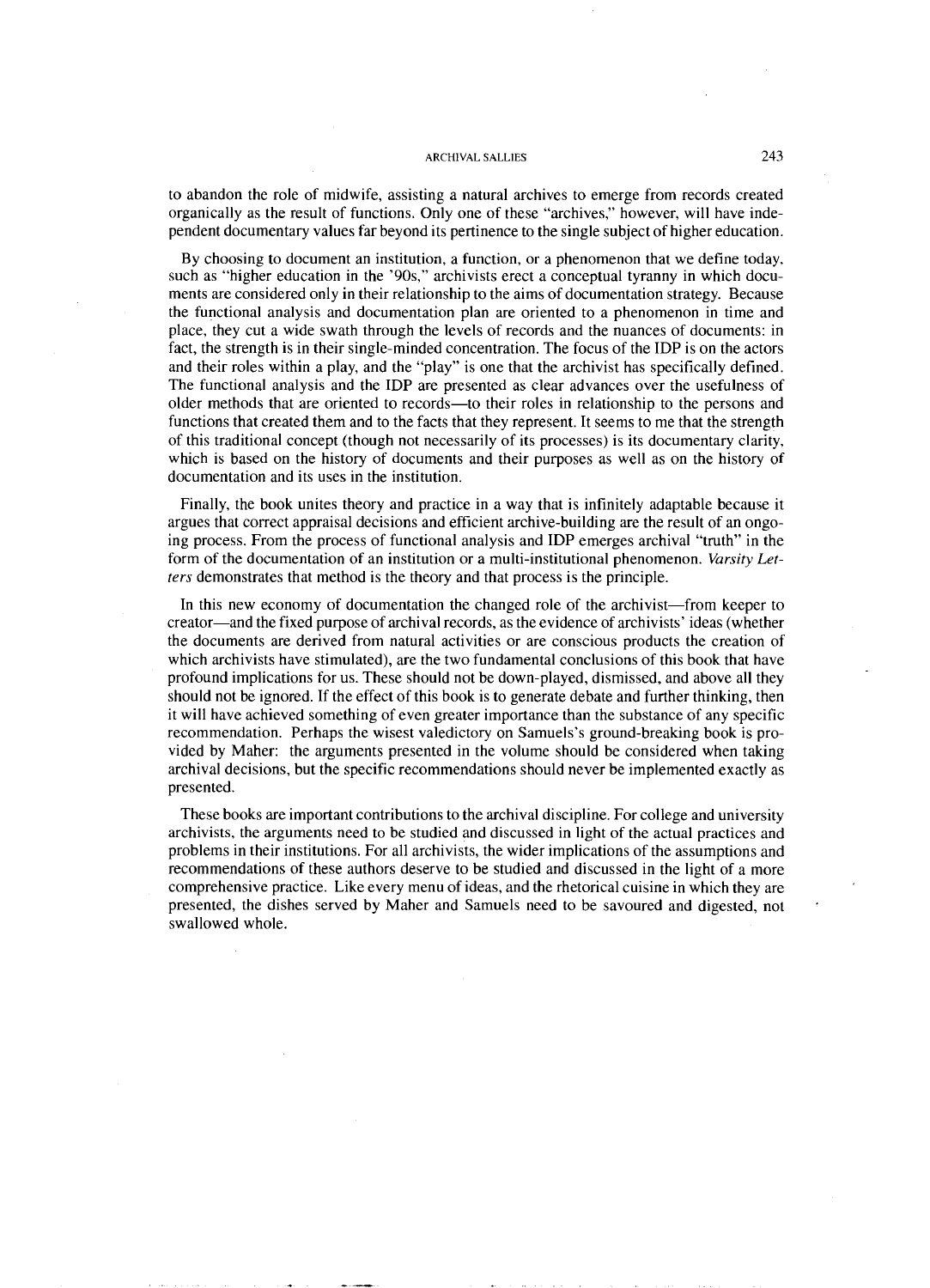to abandon the role of midwife, assisting a natural archives to emerge from records created organically as the result of functions. Only one of these "archives," however, will have independent documentary values far beyond its pertinence to the single subject of higher education.

By choosing to document an institution, a function, or a phenomenon that we define today, such as "higher education in the '90s," archivists erect a conceptual tyranny in which documents are considered only in their relationship to the aims of documentation strategy. Because the functional analysis and documentation plan are oriented to a phenomenon in time and place, they cut a wide swath through the levels of records and the nuances of documents: in fact, the strength is in their single-minded concentration. The focus of the IDP is on the actors and their roles within a play, and the "play" is one that the archivist has specifically defined. The functional analysis and the IDP are presented as clear advances over the usefulness of older methods that are oriented to records—to their roles in relationship to the persons and functions that created them and to the facts that they represent. It seems to me that the strength of this traditional concept (though not necessarily of its processes) is its documentary clarity, which is based on the history of documents and their purposes as well as on the history of documentation and its uses in the institution.

Finally, the book unites theory and practice in a way that is infinitely adaptable because it argues that correct appraisal decisions and efficient archive-building are the result of an ongoing process. From the process of functional analysis and IDP emerges archival "truth" in the form of the documentation of an institution or a multi-institutional phenomenon. *Varsity Letters* demonstrates that method is the theory and that process is the principle.

In this new economy of documentation the changed role of the archivist—from keeper to creator—and the fixed purpose of archival records, as the evidence of archivists' ideas (whether the documents are derived from natural activities or are conscious products the creation of which archivists have stimulated), are the two fundamental conclusions of this book that have profound implications for us. These should not be down-played, dismissed, and above all they should not be ignored. If the effect of this book is to generate debate and further thinking, then it will have achieved something of even greater importance than the substance of any specific recommendation. Perhaps the wisest valedictory on Samuels's ground-breaking book is provided by Maher: the arguments presented in the volume should be considered when taking archival decisions, but the specific recommendations should never be implemented exactly as presented.

These books are important contributions to the archival discipline. For college and university archivists, the arguments need to be studied and discussed in light of the actual practices and problems in their institutions. For all archivists, the wider implications of the assumptions and recommendations of these authors deserve to be studied and discussed in the light of a more comprehensive practice. Like every menu of ideas, and the rhetorical cuisine in which they are presented, the dishes served by Maher and Samuels need to be savoured and digested, not swallowed whole.